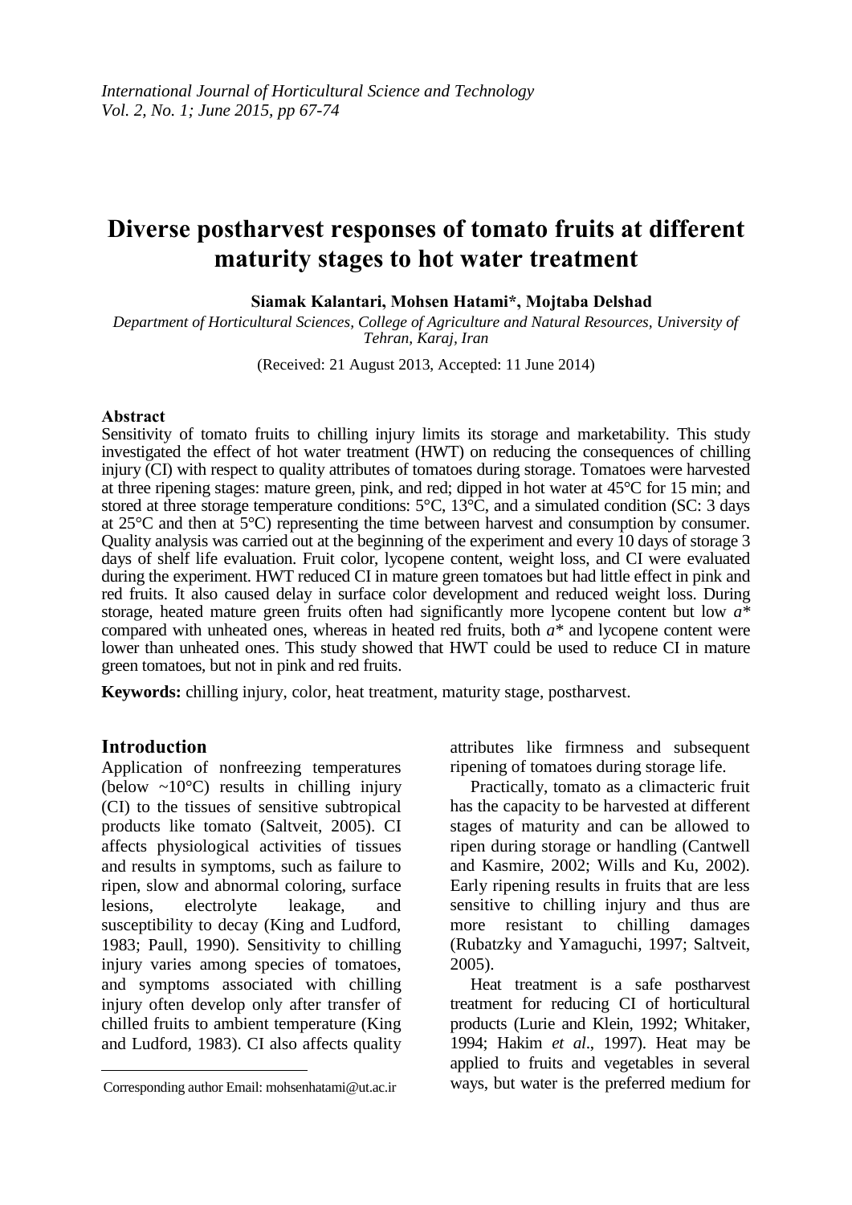# Diverse postharvest responses of tomato fruits at different maturity stages to hot water treatment

**Siamak Kalantari, Mohsen Hatami\*, Mojtaba Delshad**

*Department of Horticultural Sciences, College of Agriculture and Natural Resources, University of Tehran, Karaj, Iran*

(Received: 21 August 2013, Accepted: 11 June 2014)

## Abstract

Sensitivity of tomato fruits to chilling injury limits its storage and marketability. This study investigated the effect of hot water treatment (HWT) on reducing the consequences of chilling injury (CI) with respect to quality attributes of tomatoes during storage. Tomatoes were harvested at three ripening stages: mature green, pink, and red; dipped in hot water at 45°C for 15 min; and stored at three storage temperature conditions: 5°C, 13°C, and a simulated condition (SC: 3 days at 25°C and then at 5°C) representing the time between harvest and consumption by consumer. Quality analysis was carried out at the beginning of the experiment and every 10 days of storage 3 days of shelf life evaluation. Fruit color, lycopene content, weight loss, and CI were evaluated during the experiment. HWT reduced CI in mature green tomatoes but had little effect in pink and red fruits. It also caused delay in surface color development and reduced weight loss. During storage, heated mature green fruits often had significantly more lycopene content but low *a\** compared with unheated ones, whereas in heated red fruits, both *a\** and lycopene content were lower than unheated ones. This study showed that HWT could be used to reduce CI in mature green tomatoes, but not in pink and red fruits.

**Keywords:** chilling injury, color, heat treatment, maturity stage, postharvest.

## Introduction

Application of nonfreezing temperatures (below ~10°C) results in chilling injury (CI) to the tissues of sensitive subtropical products like tomato (Saltveit, 2005). CI affects physiological activities of tissues and results in symptoms, such as failure to ripen, slow and abnormal coloring, surface lesions, electrolyte leakage, and susceptibility to decay (King and Ludford, 1983; Paull, 1990). Sensitivity to chilling injury varies among species of tomatoes, and symptoms associated with chilling injury often develop only after transfer of chilled fruits to ambient temperature (King and Ludford, 1983). CI also affects quality attributes like firmness and subsequent ripening of tomatoes during storage life.

Practically, tomato as a climacteric fruit has the capacity to be harvested at different stages of maturity and can be allowed to ripen during storage or handling (Cantwell and Kasmire, 2002; Wills and Ku, 2002). Early ripening results in fruits that are less sensitive to chilling injury and thus are more resistant to chilling damages (Rubatzky and Yamaguchi, 1997; Saltveit, 2005).

Heat treatment is a safe postharvest treatment for reducing CI of horticultural products (Lurie and Klein, 1992; Whitaker, 1994; Hakim *et al*., 1997). Heat may be applied to fruits and vegetables in several ways, but water is the preferred medium for

Corresponding author Email: mohsenhatami@ut.ac.ir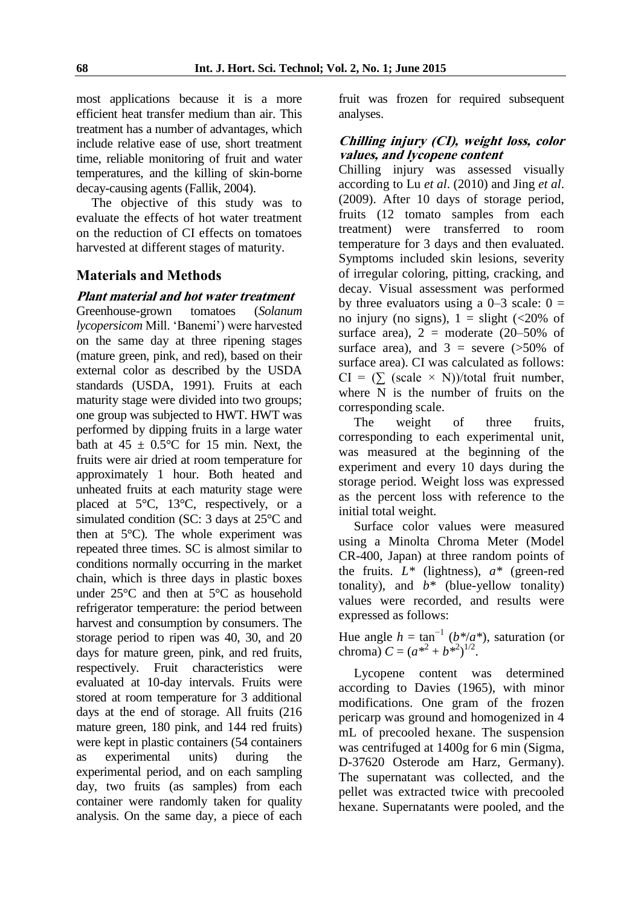most applications because it is a more efficient heat transfer medium than air. This treatment has a number of advantages, which include relative ease of use, short treatment time, reliable monitoring of fruit and water temperatures, and the killing of skin-borne decay-causing agents (Fallik, 2004).

The objective of this study was to evaluate the effects of hot water treatment on the reduction of CI effects on tomatoes harvested at different stages of maturity.

## Materials and Methods

### *Plant material and hot water treatment*

Greenhouse-grown tomatoes (*Solanum lycopersicom* Mill. 'Banemi') were harvested on the same day at three ripening stages (mature green, pink, and red), based on their external color as described by the USDA standards (USDA, 1991). Fruits at each maturity stage were divided into two groups; one group was subjected to HWT. HWT was performed by dipping fruits in a large water bath at 45 ± 0.5°C for 15 min. Next, the fruits were air dried at room temperature for approximately 1 hour. Both heated and unheated fruits at each maturity stage were placed at 5°C, 13°C, respectively, or a simulated condition (SC: 3 days at 25°C and then at 5°C). The whole experiment was repeated three times. SC is almost similar to conditions normally occurring in the market chain, which is three days in plastic boxes under 25°C and then at 5°C as household refrigerator temperature: the period between harvest and consumption by consumers. The storage period to ripen was 40, 30, and 20 days for mature green, pink, and red fruits, respectively. Fruit characteristics were evaluated at 10-day intervals. Fruits were stored at room temperature for 3 additional days at the end of storage. All fruits (216 mature green, 180 pink, and 144 red fruits) were kept in plastic containers (54 containers as experimental units) during the experimental period, and on each sampling day, two fruits (as samples) from each container were randomly taken for quality analysis. On the same day, a piece of each fruit was frozen for required subsequent analyses.

### *Chilling injury (CI), weight loss, color values, and lycopene content*

Chilling injury was assessed visually according to Lu *et al*. (2010) and Jing *et al*. (2009). After 10 days of storage period, fruits (12 tomato samples from each treatment) were transferred to room temperature for 3 days and then evaluated. Symptoms included skin lesions, severity of irregular coloring, pitting, cracking, and decay. Visual assessment was performed by three evaluators using a 0–3 scale: 0 = no injury (no signs), 1 = slight (<20% of surface area), 2 = moderate (20–50% of surface area), and 3 = severe (>50% of surface area). CI was calculated as follows: $CI = (\sum (\text{scale} \times N))/\text{total fruit number}$, where N is the number of fruits on the corresponding scale.

The weight of three fruits, corresponding to each experimental unit, was measured at the beginning of the experiment and every 10 days during the storage period. Weight loss was expressed as the percent loss with reference to the initial total weight.

Surface color values were measured using a Minolta Chroma Meter (Model CR-400, Japan) at three random points of the fruits. $L^*$ (lightness), $a^*$ (green-red tonality), and $b^*$ (blue-yellow tonality) values were recorded, and results were expressed as follows:

Hue angle $h = \tan^{-1}(b^*/a^*)$, saturation (or chroma) $C = (a^{*2} + b^{*2})^{1/2}$.

Lycopene content was determined according to Davies (1965), with minor modifications. One gram of the frozen pericarp was ground and homogenized in 4 mL of precooled hexane. The suspension was centrifuged at 1400g for 6 min (Sigma, D-37620 Osterode am Harz, Germany). The supernatant was collected, and the pellet was extracted twice with precooled hexane. Supernatants were pooled, and the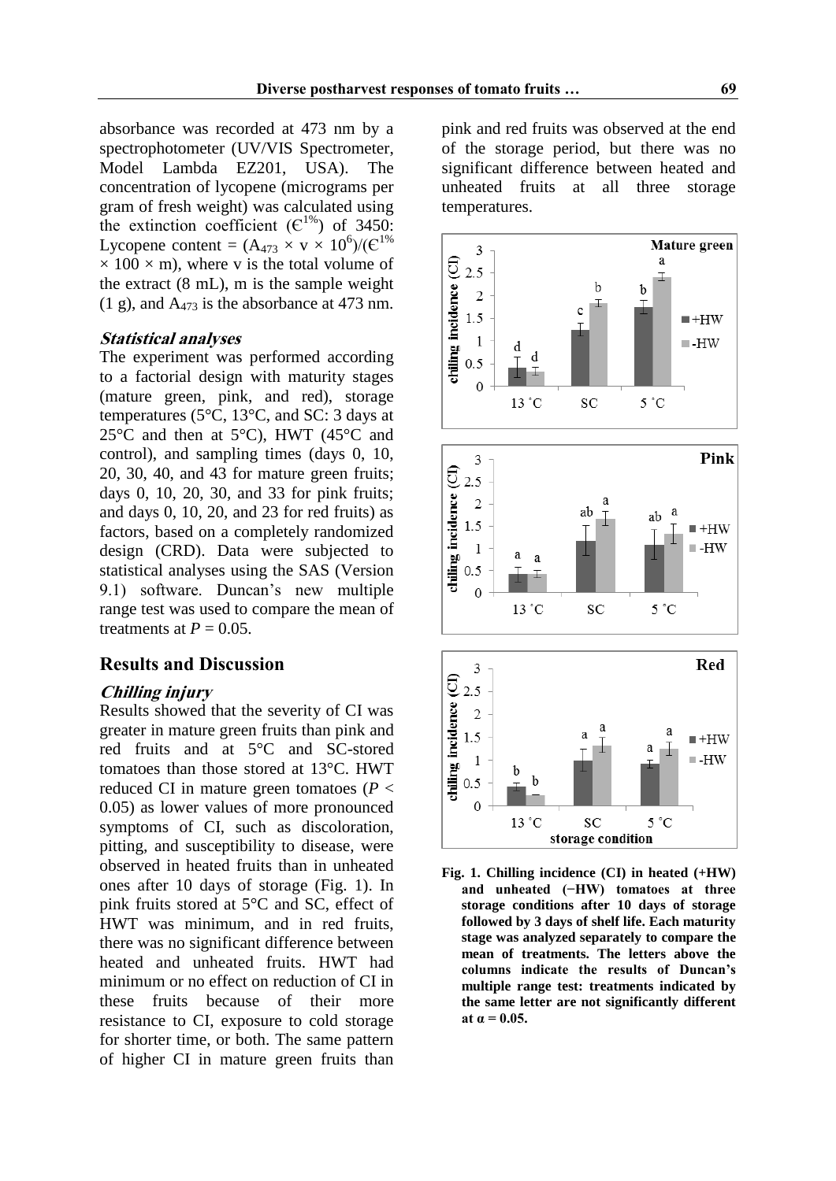absorbance was recorded at 473 nm by a spectrophotometer (UV/VIS Spectrometer, Model Lambda EZ201, USA). The concentration of lycopene (micrograms per gram of fresh weight) was calculated using the extinction coefficient ($Є^{1\%}$) of 3450: Lycopene content = $(A_{473} \times v \times 10^6)/(Є^{1\%} \times 100 \times m)$, where v is the total volume of the extract (8 mL), m is the sample weight (1 g), and $A_{473}$ is the absorbance at 473 nm.

### *Statistical analyses*

The experiment was performed according to a factorial design with maturity stages (mature green, pink, and red), storage temperatures (5°C, 13°C, and SC: 3 days at 25°C and then at 5°C), HWT (45°C and control), and sampling times (days 0, 10, 20, 30, 40, and 43 for mature green fruits; days 0, 10, 20, 30, and 33 for pink fruits; and days 0, 10, 20, and 23 for red fruits) as factors, based on a completely randomized design (CRD). Data were subjected to statistical analyses using the SAS (Version 9.1) software. Duncan's new multiple range test was used to compare the mean of treatments at $P = 0.05$.

## Results and Discussion

### *Chilling injury*

Results showed that the severity of CI was greater in mature green fruits than pink and red fruits and at 5°C and SC-stored tomatoes than those stored at 13°C. HWT reduced CI in mature green tomatoes ($P < 0.05$) as lower values of more pronounced symptoms of CI, such as discoloration, pitting, and susceptibility to disease, were observed in heated fruits than in unheated ones after 10 days of storage (Fig. 1). In pink fruits stored at 5°C and SC, effect of HWT was minimum, and in red fruits, there was no significant difference between heated and unheated fruits. HWT had minimum or no effect on reduction of CI in these fruits because of their more resistance to CI, exposure to cold storage for shorter time, or both. The same pattern of higher CI in mature green fruits than pink and red fruits was observed at the end of the storage period, but there was no significant difference between heated and unheated fruits at all three storage temperatures.

**Fig. 1. Chilling incidence (CI) in heated (+HW) and unheated (−HW) tomatoes at three storage conditions after 10 days of storage followed by 3 days of shelf life. Each maturity stage was analyzed separately to compare the mean of treatments. The letters above the columns indicate the results of Duncan's multiple range test: treatments indicated by the same letter are not significantly different at α = 0.05.**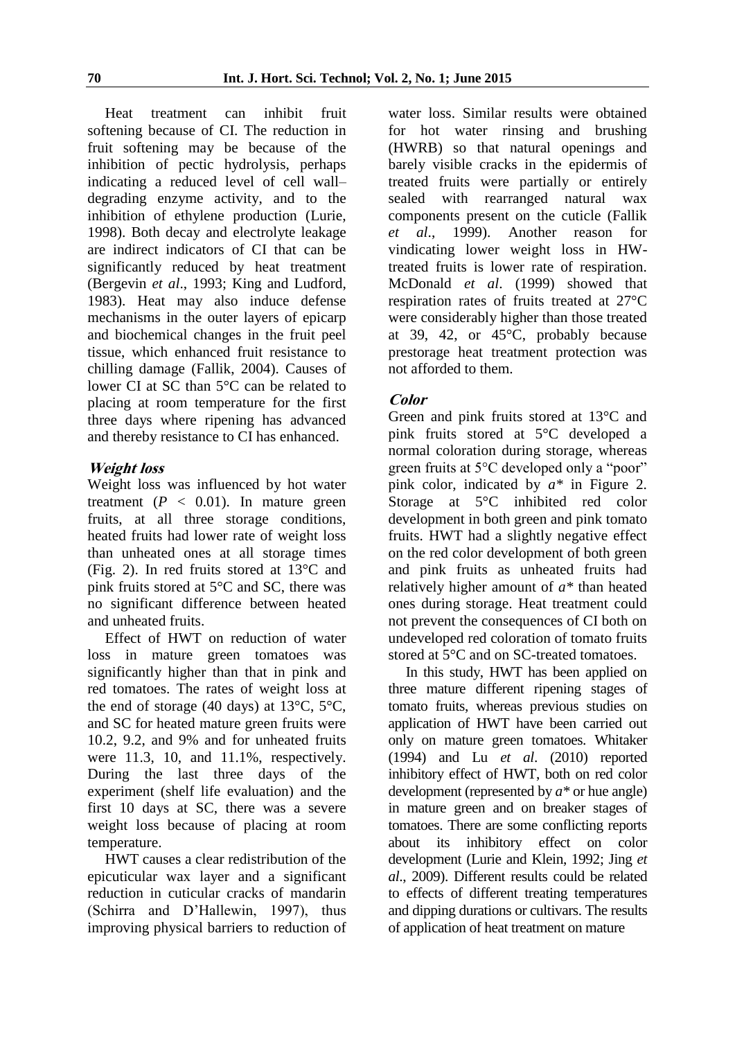Heat treatment can inhibit fruit softening because of CI. The reduction in fruit softening may be because of the inhibition of pectic hydrolysis, perhaps indicating a reduced level of cell wall–degrading enzyme activity, and to the inhibition of ethylene production (Lurie, 1998). Both decay and electrolyte leakage are indirect indicators of CI that can be significantly reduced by heat treatment (Bergevin *et al*., 1993; King and Ludford, 1983). Heat may also induce defense mechanisms in the outer layers of epicarp and biochemical changes in the fruit peel tissue, which enhanced fruit resistance to chilling damage (Fallik, 2004). Causes of lower CI at SC than 5°C can be related to placing at room temperature for the first three days where ripening has advanced and thereby resistance to CI has enhanced.

### Weight loss

Weight loss was influenced by hot water treatment ($P < 0.01$). In mature green fruits, at all three storage conditions, heated fruits had lower rate of weight loss than unheated ones at all storage times (Fig. 2). In red fruits stored at 13°C and pink fruits stored at 5°C and SC, there was no significant difference between heated and unheated fruits.

Effect of HWT on reduction of water loss in mature green tomatoes was significantly higher than that in pink and red tomatoes. The rates of weight loss at the end of storage (40 days) at 13°C, 5°C, and SC for heated mature green fruits were 10.2, 9.2, and 9% and for unheated fruits were 11.3, 10, and 11.1%, respectively. During the last three days of the experiment (shelf life evaluation) and the first 10 days at SC, there was a severe weight loss because of placing at room temperature.

HWT causes a clear redistribution of the epicuticular wax layer and a significant reduction in cuticular cracks of mandarin (Schirra and D'Hallewin, 1997), thus improving physical barriers to reduction of water loss. Similar results were obtained for hot water rinsing and brushing (HWRB) so that natural openings and barely visible cracks in the epidermis of treated fruits were partially or entirely sealed with rearranged natural wax components present on the cuticle (Fallik *et al*., 1999). Another reason for vindicating lower weight loss in HW-treated fruits is lower rate of respiration. McDonald *et al*. (1999) showed that respiration rates of fruits treated at 27°C were considerably higher than those treated at 39, 42, or 45°C, probably because prestorage heat treatment protection was not afforded to them.

### Color

Green and pink fruits stored at 13°C and pink fruits stored at 5°C developed a normal coloration during storage, whereas green fruits at 5°C developed only a "poor" pink color, indicated by $a^*$ in Figure 2. Storage at 5°C inhibited red color development in both green and pink tomato fruits. HWT had a slightly negative effect on the red color development of both green and pink fruits as unheated fruits had relatively higher amount of $a^*$ than heated ones during storage. Heat treatment could not prevent the consequences of CI both on undeveloped red coloration of tomato fruits stored at 5°C and on SC-treated tomatoes.

In this study, HWT has been applied on three mature different ripening stages of tomato fruits, whereas previous studies on application of HWT have been carried out only on mature green tomatoes. Whitaker (1994) and Lu *et al*. (2010) reported inhibitory effect of HWT, both on red color development (represented by $a^*$ or hue angle) in mature green and on breaker stages of tomatoes. There are some conflicting reports about its inhibitory effect on color development (Lurie and Klein, 1992; Jing *et al*., 2009). Different results could be related to effects of different treating temperatures and dipping durations or cultivars. The results of application of heat treatment on mature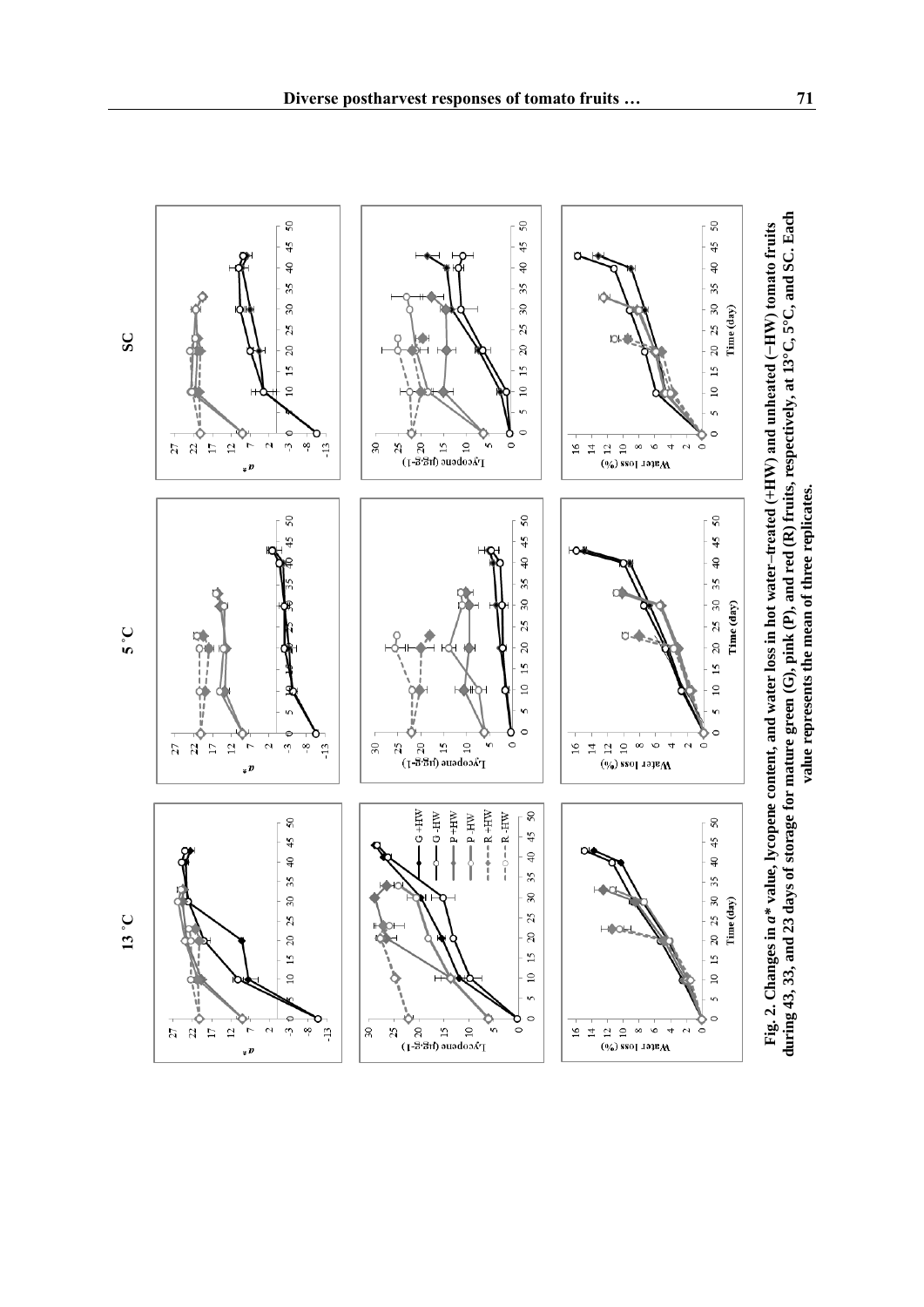**Fig. 2. Changes in *a\** value, lycopene content, and water loss in hot water–treated (+HW) and unheated (−HW) tomato fruits during 43, 33, and 23 days of storage for mature green (G), pink (P), and red (R) fruits, respectively, at 13°C, 5°C, and SC. Each value represents the mean of three replicates.**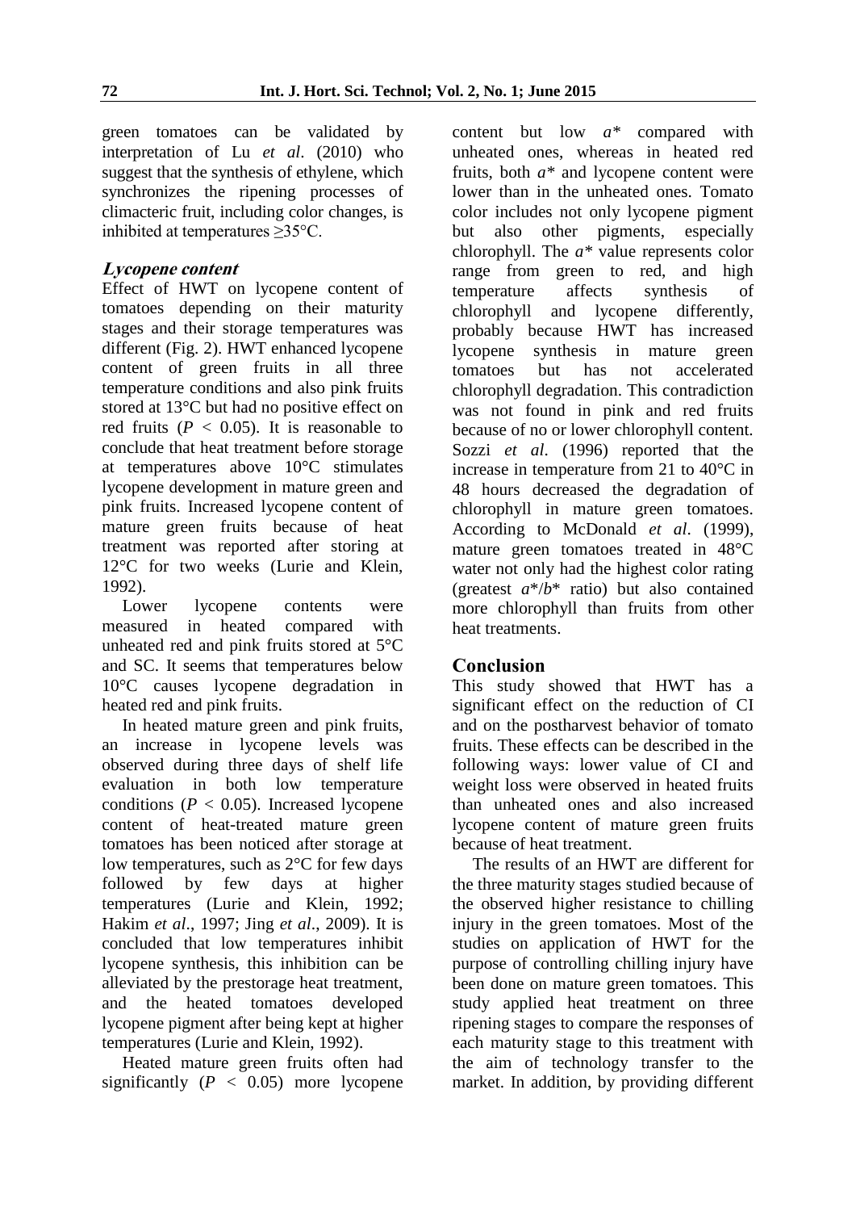green tomatoes can be validated by interpretation of Lu *et al*. (2010) who suggest that the synthesis of ethylene, which synchronizes the ripening processes of climacteric fruit, including color changes, is inhibited at temperatures ≥35°C.

### Lycopene content

Effect of HWT on lycopene content of tomatoes depending on their maturity stages and their storage temperatures was different (Fig. 2). HWT enhanced lycopene content of green fruits in all three temperature conditions and also pink fruits stored at 13°C but had no positive effect on red fruits ($P < 0.05$). It is reasonable to conclude that heat treatment before storage at temperatures above 10°C stimulates lycopene development in mature green and pink fruits. Increased lycopene content of mature green fruits because of heat treatment was reported after storing at 12°C for two weeks (Lurie and Klein, 1992).

Lower lycopene contents were measured in heated compared with unheated red and pink fruits stored at 5°C and SC. It seems that temperatures below 10°C causes lycopene degradation in heated red and pink fruits.

In heated mature green and pink fruits, an increase in lycopene levels was observed during three days of shelf life evaluation in both low temperature conditions ($P < 0.05$). Increased lycopene content of heat-treated mature green tomatoes has been noticed after storage at low temperatures, such as 2°C for few days followed by few days at higher temperatures (Lurie and Klein, 1992; Hakim *et al*., 1997; Jing *et al*., 2009). It is concluded that low temperatures inhibit lycopene synthesis, this inhibition can be alleviated by the prestorage heat treatment, and the heated tomatoes developed lycopene pigment after being kept at higher temperatures (Lurie and Klein, 1992).

Heated mature green fruits often had significantly ($P < 0.05$) more lycopene content but low $a^*$ compared with unheated ones, whereas in heated red fruits, both $a^*$ and lycopene content were lower than in the unheated ones. Tomato color includes not only lycopene pigment but also other pigments, especially chlorophyll. The $a^*$ value represents color range from green to red, and high temperature affects synthesis of chlorophyll and lycopene differently, probably because HWT has increased lycopene synthesis in mature green tomatoes but has not accelerated chlorophyll degradation. This contradiction was not found in pink and red fruits because of no or lower chlorophyll content. Sozzi *et al*. (1996) reported that the increase in temperature from 21 to 40°C in 48 hours decreased the degradation of chlorophyll in mature green tomatoes. According to McDonald *et al*. (1999), mature green tomatoes treated in 48°C water not only had the highest color rating (greatest $a^*/b^*$ ratio) but also contained more chlorophyll than fruits from other heat treatments.

## Conclusion

This study showed that HWT has a significant effect on the reduction of CI and on the postharvest behavior of tomato fruits. These effects can be described in the following ways: lower value of CI and weight loss were observed in heated fruits than unheated ones and also increased lycopene content of mature green fruits because of heat treatment.

The results of an HWT are different for the three maturity stages studied because of the observed higher resistance to chilling injury in the green tomatoes. Most of the studies on application of HWT for the purpose of controlling chilling injury have been done on mature green tomatoes. This study applied heat treatment on three ripening stages to compare the responses of each maturity stage to this treatment with the aim of technology transfer to the market. In addition, by providing different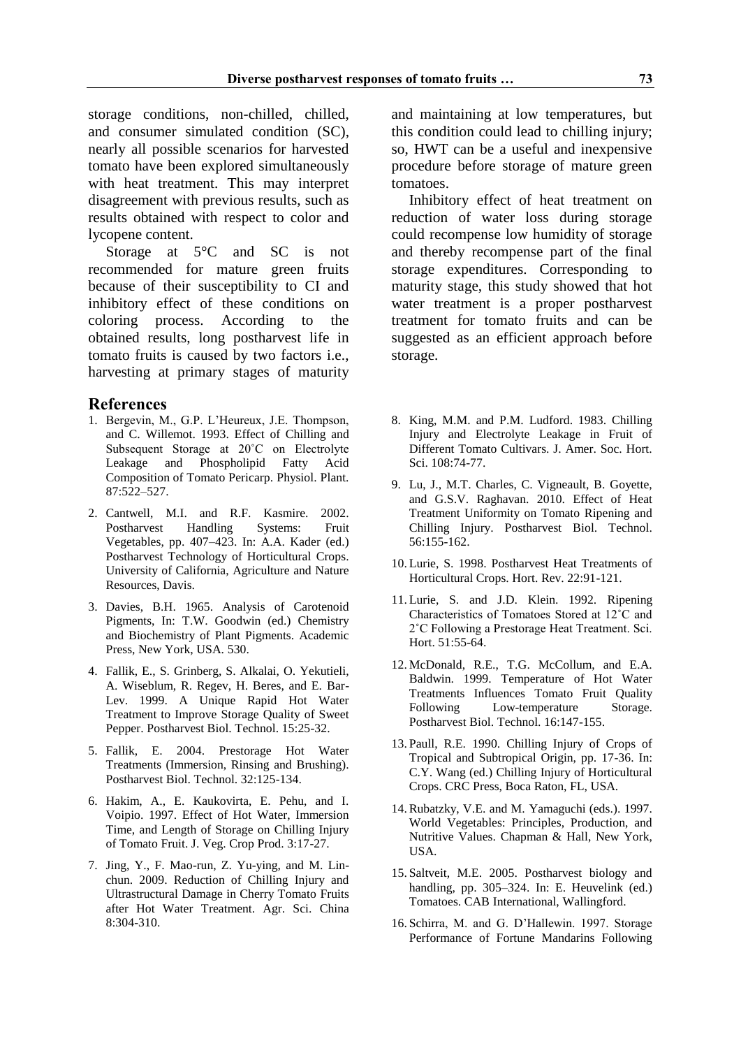storage conditions, non-chilled, chilled, and consumer simulated condition (SC), nearly all possible scenarios for harvested tomato have been explored simultaneously with heat treatment. This may interpret disagreement with previous results, such as results obtained with respect to color and lycopene content.

Storage at 5°C and SC is not recommended for mature green fruits because of their susceptibility to CI and inhibitory effect of these conditions on coloring process. According to the obtained results, long postharvest life in tomato fruits is caused by two factors i.e., harvesting at primary stages of maturity and maintaining at low temperatures, but this condition could lead to chilling injury; so, HWT can be a useful and inexpensive procedure before storage of mature green tomatoes.

Inhibitory effect of heat treatment on reduction of water loss during storage could recompense low humidity of storage and thereby recompense part of the final storage expenditures. Corresponding to maturity stage, this study showed that hot water treatment is a proper postharvest treatment for tomato fruits and can be suggested as an efficient approach before storage.

## References

1. Bergevin, M., G.P. L'Heureux, J.E. Thompson, and C. Willemot. 1993. Effect of Chilling and Subsequent Storage at 20˚C on Electrolyte Leakage and Phospholipid Fatty Acid Composition of Tomato Pericarp. Physiol. Plant. 87:522–527.
2. Cantwell, M.I. and R.F. Kasmire. 2002. Postharvest Handling Systems: Fruit Vegetables, pp. 407–423. In: A.A. Kader (ed.) Postharvest Technology of Horticultural Crops. University of California, Agriculture and Nature Resources, Davis.
3. Davies, B.H. 1965. Analysis of Carotenoid Pigments, In: T.W. Goodwin (ed.) Chemistry and Biochemistry of Plant Pigments. Academic Press, New York, USA. 530.
4. Fallik, E., S. Grinberg, S. Alkalai, O. Yekutieli, A. Wiseblum, R. Regev, H. Beres, and E. Bar-Lev. 1999. A Unique Rapid Hot Water Treatment to Improve Storage Quality of Sweet Pepper. Postharvest Biol. Technol. 15:25-32.
5. Fallik, E. 2004. Prestorage Hot Water Treatments (Immersion, Rinsing and Brushing). Postharvest Biol. Technol. 32:125-134.
6. Hakim, A., E. Kaukovirta, E. Pehu, and I. Voipio. 1997. Effect of Hot Water, Immersion Time, and Length of Storage on Chilling Injury of Tomato Fruit. J. Veg. Crop Prod. 3:17-27.
7. Jing, Y., F. Mao-run, Z. Yu-ying, and M. Lin-chun. 2009. Reduction of Chilling Injury and Ultrastructural Damage in Cherry Tomato Fruits after Hot Water Treatment. Agr. Sci. China 8:304-310.
8. King, M.M. and P.M. Ludford. 1983. Chilling Injury and Electrolyte Leakage in Fruit of Different Tomato Cultivars. J. Amer. Soc. Hort. Sci. 108:74-77.
9. Lu, J., M.T. Charles, C. Vigneault, B. Goyette, and G.S.V. Raghavan. 2010. Effect of Heat Treatment Uniformity on Tomato Ripening and Chilling Injury. Postharvest Biol. Technol. 56:155-162.
10. Lurie, S. 1998. Postharvest Heat Treatments of Horticultural Crops. Hort. Rev. 22:91-121.
11. Lurie, S. and J.D. Klein. 1992. Ripening Characteristics of Tomatoes Stored at 12˚C and 2˚C Following a Prestorage Heat Treatment. Sci. Hort. 51:55-64.
12. McDonald, R.E., T.G. McCollum, and E.A. Baldwin. 1999. Temperature of Hot Water Treatments Influences Tomato Fruit Quality Following Low-temperature Storage. Postharvest Biol. Technol. 16:147-155.
13. Paull, R.E. 1990. Chilling Injury of Crops of Tropical and Subtropical Origin, pp. 17-36. In: C.Y. Wang (ed.) Chilling Injury of Horticultural Crops. CRC Press, Boca Raton, FL, USA.
14. Rubatzky, V.E. and M. Yamaguchi (eds.). 1997. World Vegetables: Principles, Production, and Nutritive Values. Chapman & Hall, New York, USA.
15. Saltveit, M.E. 2005. Postharvest biology and handling, pp. 305–324. In: E. Heuvelink (ed.) Tomatoes. CAB International, Wallingford.
16. Schirra, M. and G. D'Hallewin. 1997. Storage Performance of Fortune Mandarins Following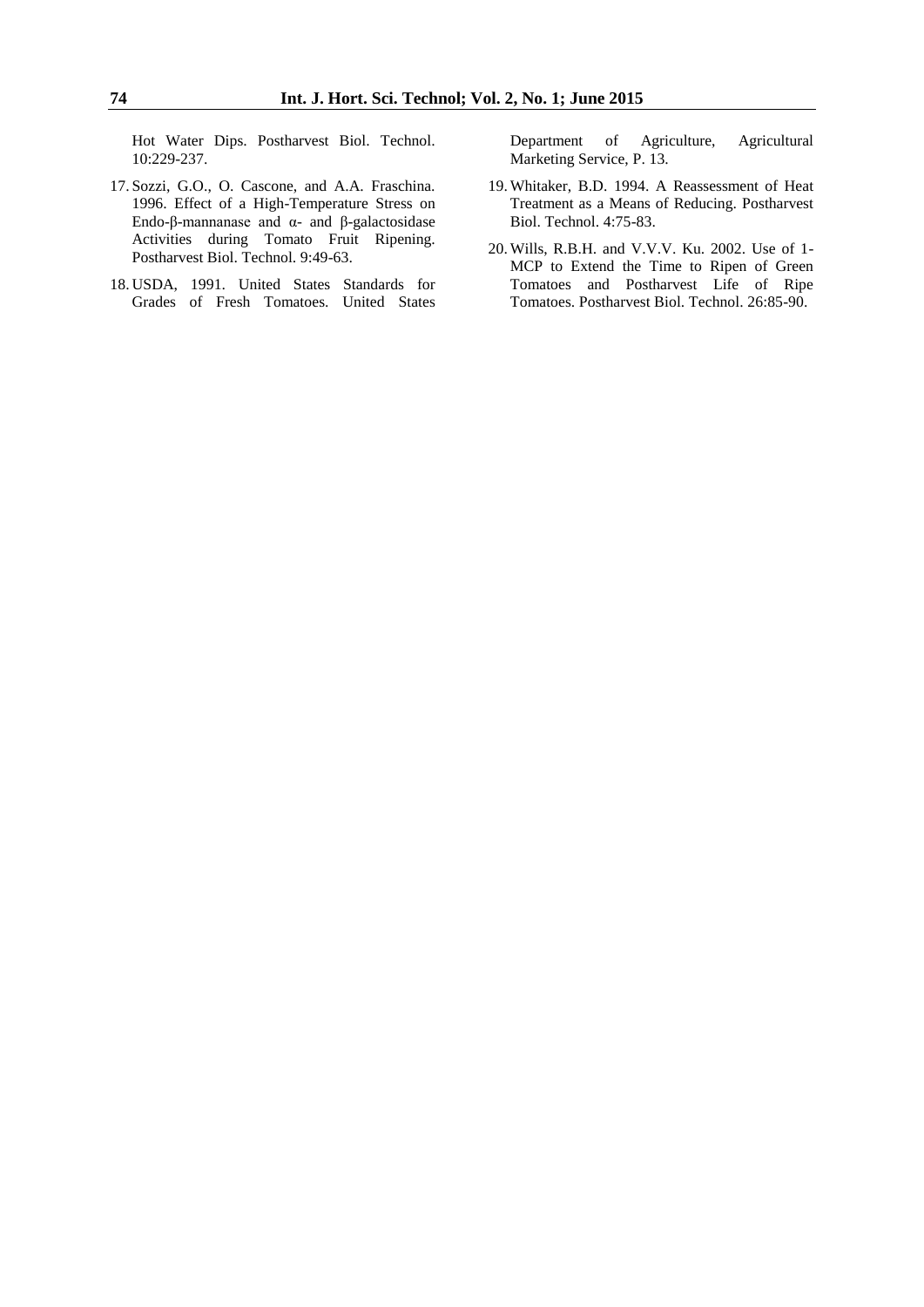Hot Water Dips. Postharvest Biol. Technol. 10:229-237.

17. Sozzi, G.O., O. Cascone, and A.A. Fraschina. 1996. Effect of a High-Temperature Stress on Endo-β-mannanase and α- and β-galactosidase Activities during Tomato Fruit Ripening. Postharvest Biol. Technol. 9:49-63.
18. USDA, 1991. United States Standards for Grades of Fresh Tomatoes. United States Department of Agriculture, Agricultural Marketing Service, P. 13.
19. Whitaker, B.D. 1994. A Reassessment of Heat Treatment as a Means of Reducing. Postharvest Biol. Technol. 4:75-83.
20. Wills, R.B.H. and V.V.V. Ku. 2002. Use of 1-MCP to Extend the Time to Ripen of Green Tomatoes and Postharvest Life of Ripe Tomatoes. Postharvest Biol. Technol. 26:85-90.